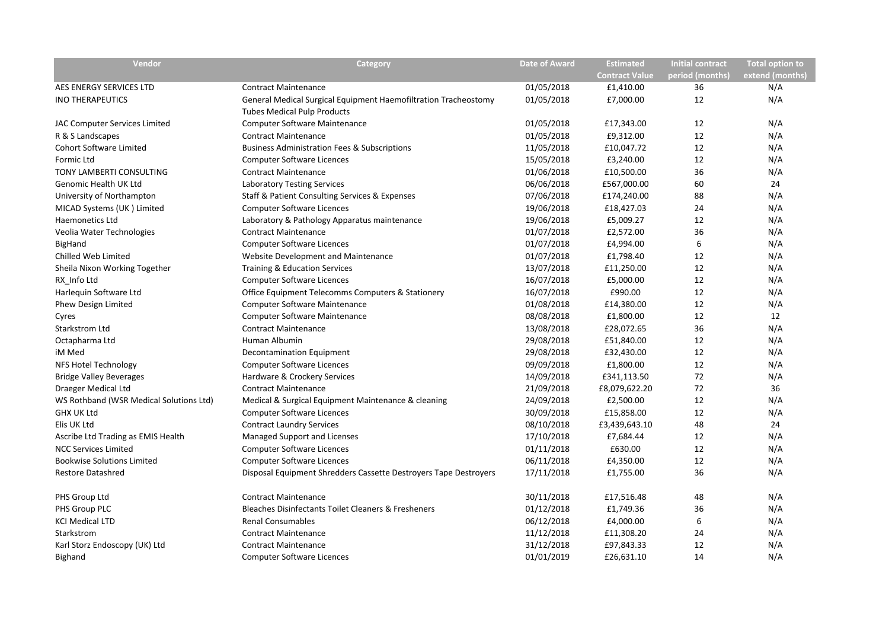| Vendor | Category | Date of Award | Estimated Contract Value | Initial contract period (months) | Total option to extend (months) |
|---|---|---|---|---|---|
| AES ENERGY SERVICES LTD | Contract Maintenance | 01/05/2018 | £1,410.00 | 36 | N/A |
| INO THERAPEUTICS | General Medical Surgical Equipment Haemofiltration Tracheostomy Tubes Medical Pulp Products | 01/05/2018 | £7,000.00 | 12 | N/A |
| JAC Computer Services Limited | Computer Software Maintenance | 01/05/2018 | £17,343.00 | 12 | N/A |
| R & S Landscapes | Contract Maintenance | 01/05/2018 | £9,312.00 | 12 | N/A |
| Cohort Software Limited | Business Administration Fees & Subscriptions | 11/05/2018 | £10,047.72 | 12 | N/A |
| Formic Ltd | Computer Software Licences | 15/05/2018 | £3,240.00 | 12 | N/A |
| TONY LAMBERTI CONSULTING | Contract Maintenance | 01/06/2018 | £10,500.00 | 36 | N/A |
| Genomic Health UK Ltd | Laboratory Testing Services | 06/06/2018 | £567,000.00 | 60 | 24 |
| University of Northampton | Staff & Patient Consulting Services & Expenses | 07/06/2018 | £174,240.00 | 88 | N/A |
| MICAD Systems (UK ) Limited | Computer Software Licences | 19/06/2018 | £18,427.03 | 24 | N/A |
| Haemonetics Ltd | Laboratory & Pathology Apparatus maintenance | 19/06/2018 | £5,009.27 | 12 | N/A |
| Veolia Water Technologies | Contract Maintenance | 01/07/2018 | £2,572.00 | 36 | N/A |
| BigHand | Computer Software Licences | 01/07/2018 | £4,994.00 | 6 | N/A |
| Chilled Web Limited | Website Development and Maintenance | 01/07/2018 | £1,798.40 | 12 | N/A |
| Sheila Nixon Working Together | Training & Education Services | 13/07/2018 | £11,250.00 | 12 | N/A |
| RX_Info Ltd | Computer Software Licences | 16/07/2018 | £5,000.00 | 12 | N/A |
| Harlequin Software Ltd | Office Equipment Telecomms Computers & Stationery | 16/07/2018 | £990.00 | 12 | N/A |
| Phew Design Limited | Computer Software Maintenance | 01/08/2018 | £14,380.00 | 12 | N/A |
| Cyres | Computer Software Maintenance | 08/08/2018 | £1,800.00 | 12 | 12 |
| Starkstrom Ltd | Contract Maintenance | 13/08/2018 | £28,072.65 | 36 | N/A |
| Octapharma Ltd | Human Albumin | 29/08/2018 | £51,840.00 | 12 | N/A |
| iM Med | Decontamination Equipment | 29/08/2018 | £32,430.00 | 12 | N/A |
| NFS Hotel Technology | Computer Software Licences | 09/09/2018 | £1,800.00 | 12 | N/A |
| Bridge Valley Beverages | Hardware & Crockery Services | 14/09/2018 | £341,113.50 | 72 | N/A |
| Draeger Medical Ltd | Contract Maintenance | 21/09/2018 | £8,079,622.20 | 72 | 36 |
| WS Rothband (WSR Medical Solutions Ltd) | Medical & Surgical Equipment Maintenance & cleaning | 24/09/2018 | £2,500.00 | 12 | N/A |
| GHX UK Ltd | Computer Software Licences | 30/09/2018 | £15,858.00 | 12 | N/A |
| Elis UK Ltd | Contract Laundry Services | 08/10/2018 | £3,439,643.10 | 48 | 24 |
| Ascribe Ltd Trading as EMIS Health | Managed Support and Licenses | 17/10/2018 | £7,684.44 | 12 | N/A |
| NCC Services Limited | Computer Software Licences | 01/11/2018 | £630.00 | 12 | N/A |
| Bookwise Solutions Limited | Computer Software Licences | 06/11/2018 | £4,350.00 | 12 | N/A |
| Restore Datashred | Disposal Equipment Shredders Cassette Destroyers Tape Destroyers | 17/11/2018 | £1,755.00 | 36 | N/A |
| PHS Group Ltd | Contract Maintenance | 30/11/2018 | £17,516.48 | 48 | N/A |
| PHS Group PLC | Bleaches Disinfectants Toilet Cleaners & Fresheners | 01/12/2018 | £1,749.36 | 36 | N/A |
| KCI Medical LTD | Renal Consumables | 06/12/2018 | £4,000.00 | 6 | N/A |
| Starkstrom | Contract Maintenance | 11/12/2018 | £11,308.20 | 24 | N/A |
| Karl Storz Endoscopy (UK) Ltd | Contract Maintenance | 31/12/2018 | £97,843.33 | 12 | N/A |
| Bighand | Computer Software Licences | 01/01/2019 | £26,631.10 | 14 | N/A |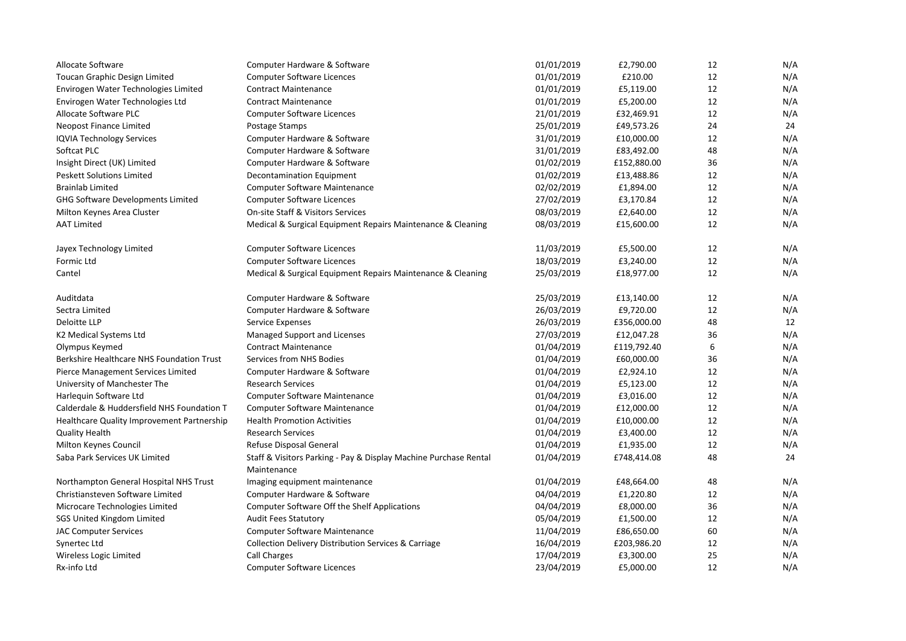| | | | | | |
|---|---|---|---|---|---|
| Allocate Software | Computer Hardware & Software | 01/01/2019 | £2,790.00 | 12 | N/A |
| Toucan Graphic Design Limited | Computer Software Licences | 01/01/2019 | £210.00 | 12 | N/A |
| Envirogen Water Technologies Limited | Contract Maintenance | 01/01/2019 | £5,119.00 | 12 | N/A |
| Envirogen Water Technologies Ltd | Contract Maintenance | 01/01/2019 | £5,200.00 | 12 | N/A |
| Allocate Software PLC | Computer Software Licences | 21/01/2019 | £32,469.91 | 12 | N/A |
| Neopost Finance Limited | Postage Stamps | 25/01/2019 | £49,573.26 | 24 | 24 |
| IQVIA Technology Services | Computer Hardware & Software | 31/01/2019 | £10,000.00 | 12 | N/A |
| Softcat PLC | Computer Hardware & Software | 31/01/2019 | £83,492.00 | 48 | N/A |
| Insight Direct (UK) Limited | Computer Hardware & Software | 01/02/2019 | £152,880.00 | 36 | N/A |
| Peskett Solutions Limited | Decontamination Equipment | 01/02/2019 | £13,488.86 | 12 | N/A |
| Brainlab Limited | Computer Software Maintenance | 02/02/2019 | £1,894.00 | 12 | N/A |
| GHG Software Developments Limited | Computer Software Licences | 27/02/2019 | £3,170.84 | 12 | N/A |
| Milton Keynes Area Cluster | On-site Staff & Visitors Services | 08/03/2019 | £2,640.00 | 12 | N/A |
| AAT Limited | Medical & Surgical Equipment Repairs Maintenance & Cleaning | 08/03/2019 | £15,600.00 | 12 | N/A |
| Jayex Technology Limited | Computer Software Licences | 11/03/2019 | £5,500.00 | 12 | N/A |
| Formic Ltd | Computer Software Licences | 18/03/2019 | £3,240.00 | 12 | N/A |
| Cantel | Medical & Surgical Equipment Repairs Maintenance & Cleaning | 25/03/2019 | £18,977.00 | 12 | N/A |
| Auditdata | Computer Hardware & Software | 25/03/2019 | £13,140.00 | 12 | N/A |
| Sectra Limited | Computer Hardware & Software | 26/03/2019 | £9,720.00 | 12 | N/A |
| Deloitte LLP | Service Expenses | 26/03/2019 | £356,000.00 | 48 | 12 |
| K2 Medical Systems Ltd | Managed Support and Licenses | 27/03/2019 | £12,047.28 | 36 | N/A |
| Olympus Keymed | Contract Maintenance | 01/04/2019 | £119,792.40 | 6 | N/A |
| Berkshire Healthcare NHS Foundation Trust | Services from NHS Bodies | 01/04/2019 | £60,000.00 | 36 | N/A |
| Pierce Management Services Limited | Computer Hardware & Software | 01/04/2019 | £2,924.10 | 12 | N/A |
| University of Manchester The | Research Services | 01/04/2019 | £5,123.00 | 12 | N/A |
| Harlequin Software Ltd | Computer Software Maintenance | 01/04/2019 | £3,016.00 | 12 | N/A |
| Calderdale & Huddersfield NHS Foundation T | Computer Software Maintenance | 01/04/2019 | £12,000.00 | 12 | N/A |
| Healthcare Quality Improvement Partnership | Health Promotion Activities | 01/04/2019 | £10,000.00 | 12 | N/A |
| Quality Health | Research Services | 01/04/2019 | £3,400.00 | 12 | N/A |
| Milton Keynes Council | Refuse Disposal General | 01/04/2019 | £1,935.00 | 12 | N/A |
| Saba Park Services UK Limited | Staff & Visitors Parking - Pay & Display Machine Purchase Rental Maintenance | 01/04/2019 | £748,414.08 | 48 | 24 |
| Northampton General Hospital NHS Trust | Imaging equipment maintenance | 01/04/2019 | £48,664.00 | 48 | N/A |
| Christiansteven Software Limited | Computer Hardware & Software | 04/04/2019 | £1,220.80 | 12 | N/A |
| Microcare Technologies Limited | Computer Software Off the Shelf Applications | 04/04/2019 | £8,000.00 | 36 | N/A |
| SGS United Kingdom Limited | Audit Fees Statutory | 05/04/2019 | £1,500.00 | 12 | N/A |
| JAC Computer Services | Computer Software Maintenance | 11/04/2019 | £86,650.00 | 60 | N/A |
| Synertec Ltd | Collection Delivery Distribution Services & Carriage | 16/04/2019 | £203,986.20 | 12 | N/A |
| Wireless Logic Limited | Call Charges | 17/04/2019 | £3,300.00 | 25 | N/A |
| Rx-info Ltd | Computer Software Licences | 23/04/2019 | £5,000.00 | 12 | N/A |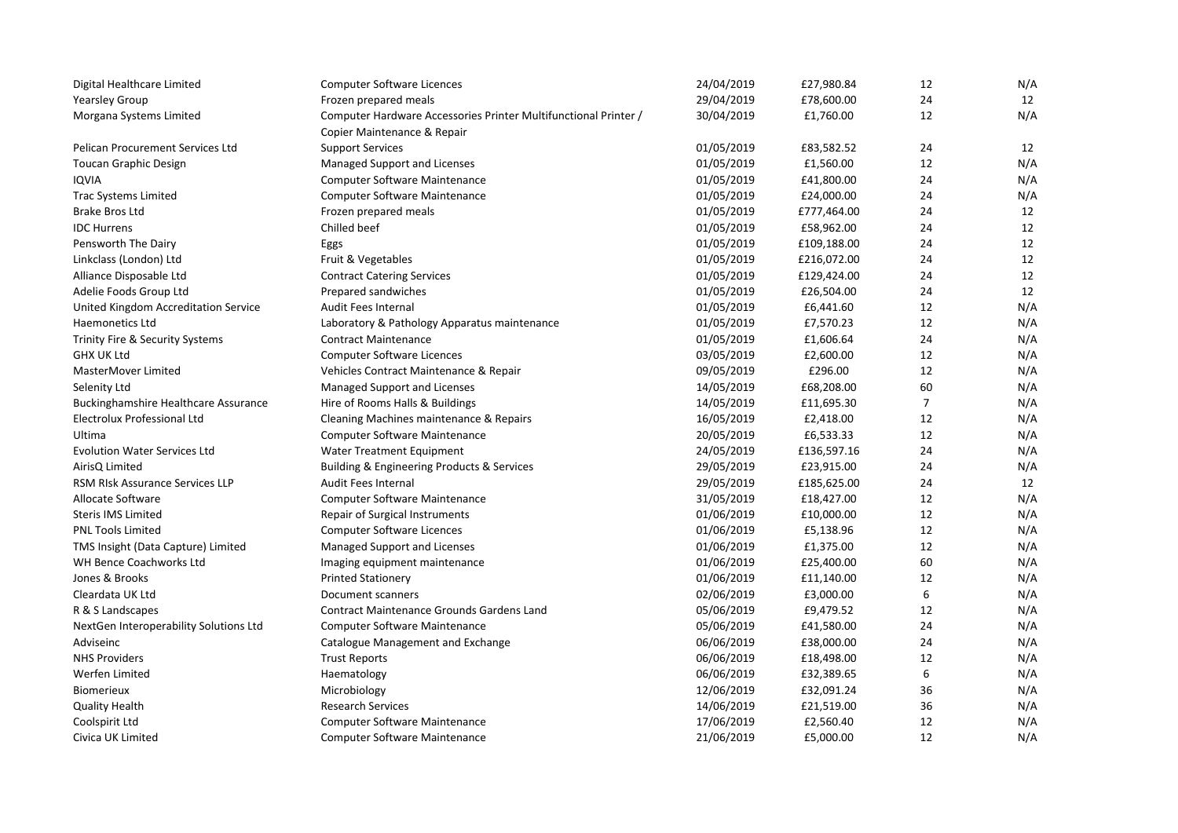| | | | | | |
|---|---|---|---|---|---|
| Digital Healthcare Limited | Computer Software Licences | 24/04/2019 | £27,980.84 | 12 | N/A |
| Yearsley Group | Frozen prepared meals | 29/04/2019 | £78,600.00 | 24 | 12 |
| Morgana Systems Limited | Computer Hardware Accessories Printer Multifunctional Printer / Copier Maintenance & Repair | 30/04/2019 | £1,760.00 | 12 | N/A |
| Pelican Procurement Services Ltd | Support Services | 01/05/2019 | £83,582.52 | 24 | 12 |
| Toucan Graphic Design | Managed Support and Licenses | 01/05/2019 | £1,560.00 | 12 | N/A |
| IQVIA | Computer Software Maintenance | 01/05/2019 | £41,800.00 | 24 | N/A |
| Trac Systems Limited | Computer Software Maintenance | 01/05/2019 | £24,000.00 | 24 | N/A |
| Brake Bros Ltd | Frozen prepared meals | 01/05/2019 | £777,464.00 | 24 | 12 |
| IDC Hurrens | Chilled beef | 01/05/2019 | £58,962.00 | 24 | 12 |
| Pensworth The Dairy | Eggs | 01/05/2019 | £109,188.00 | 24 | 12 |
| Linkclass (London) Ltd | Fruit & Vegetables | 01/05/2019 | £216,072.00 | 24 | 12 |
| Alliance Disposable Ltd | Contract Catering Services | 01/05/2019 | £129,424.00 | 24 | 12 |
| Adelie Foods Group Ltd | Prepared sandwiches | 01/05/2019 | £26,504.00 | 24 | 12 |
| United Kingdom Accreditation Service | Audit Fees Internal | 01/05/2019 | £6,441.60 | 12 | N/A |
| Haemonetics Ltd | Laboratory & Pathology Apparatus maintenance | 01/05/2019 | £7,570.23 | 12 | N/A |
| Trinity Fire & Security Systems | Contract Maintenance | 01/05/2019 | £1,606.64 | 24 | N/A |
| GHX UK Ltd | Computer Software Licences | 03/05/2019 | £2,600.00 | 12 | N/A |
| MasterMover Limited | Vehicles Contract Maintenance & Repair | 09/05/2019 | £296.00 | 12 | N/A |
| Selenity Ltd | Managed Support and Licenses | 14/05/2019 | £68,208.00 | 60 | N/A |
| Buckinghamshire Healthcare Assurance | Hire of Rooms Halls & Buildings | 14/05/2019 | £11,695.30 | 7 | N/A |
| Electrolux Professional Ltd | Cleaning Machines maintenance & Repairs | 16/05/2019 | £2,418.00 | 12 | N/A |
| Ultima | Computer Software Maintenance | 20/05/2019 | £6,533.33 | 12 | N/A |
| Evolution Water Services Ltd | Water Treatment Equipment | 24/05/2019 | £136,597.16 | 24 | N/A |
| AirisQ Limited | Building & Engineering Products & Services | 29/05/2019 | £23,915.00 | 24 | N/A |
| RSM RIsk Assurance Services LLP | Audit Fees Internal | 29/05/2019 | £185,625.00 | 24 | 12 |
| Allocate Software | Computer Software Maintenance | 31/05/2019 | £18,427.00 | 12 | N/A |
| Steris IMS Limited | Repair of Surgical Instruments | 01/06/2019 | £10,000.00 | 12 | N/A |
| PNL Tools Limited | Computer Software Licences | 01/06/2019 | £5,138.96 | 12 | N/A |
| TMS Insight (Data Capture) Limited | Managed Support and Licenses | 01/06/2019 | £1,375.00 | 12 | N/A |
| WH Bence Coachworks Ltd | Imaging equipment maintenance | 01/06/2019 | £25,400.00 | 60 | N/A |
| Jones & Brooks | Printed Stationery | 01/06/2019 | £11,140.00 | 12 | N/A |
| Cleardata UK Ltd | Document scanners | 02/06/2019 | £3,000.00 | 6 | N/A |
| R & S Landscapes | Contract Maintenance Grounds Gardens Land | 05/06/2019 | £9,479.52 | 12 | N/A |
| NextGen Interoperability Solutions Ltd | Computer Software Maintenance | 05/06/2019 | £41,580.00 | 24 | N/A |
| Adviseinc | Catalogue Management and Exchange | 06/06/2019 | £38,000.00 | 24 | N/A |
| NHS Providers | Trust Reports | 06/06/2019 | £18,498.00 | 12 | N/A |
| Werfen Limited | Haematology | 06/06/2019 | £32,389.65 | 6 | N/A |
| Biomerieux | Microbiology | 12/06/2019 | £32,091.24 | 36 | N/A |
| Quality Health | Research Services | 14/06/2019 | £21,519.00 | 36 | N/A |
| Coolspirit Ltd | Computer Software Maintenance | 17/06/2019 | £2,560.40 | 12 | N/A |
| Civica UK Limited | Computer Software Maintenance | 21/06/2019 | £5,000.00 | 12 | N/A |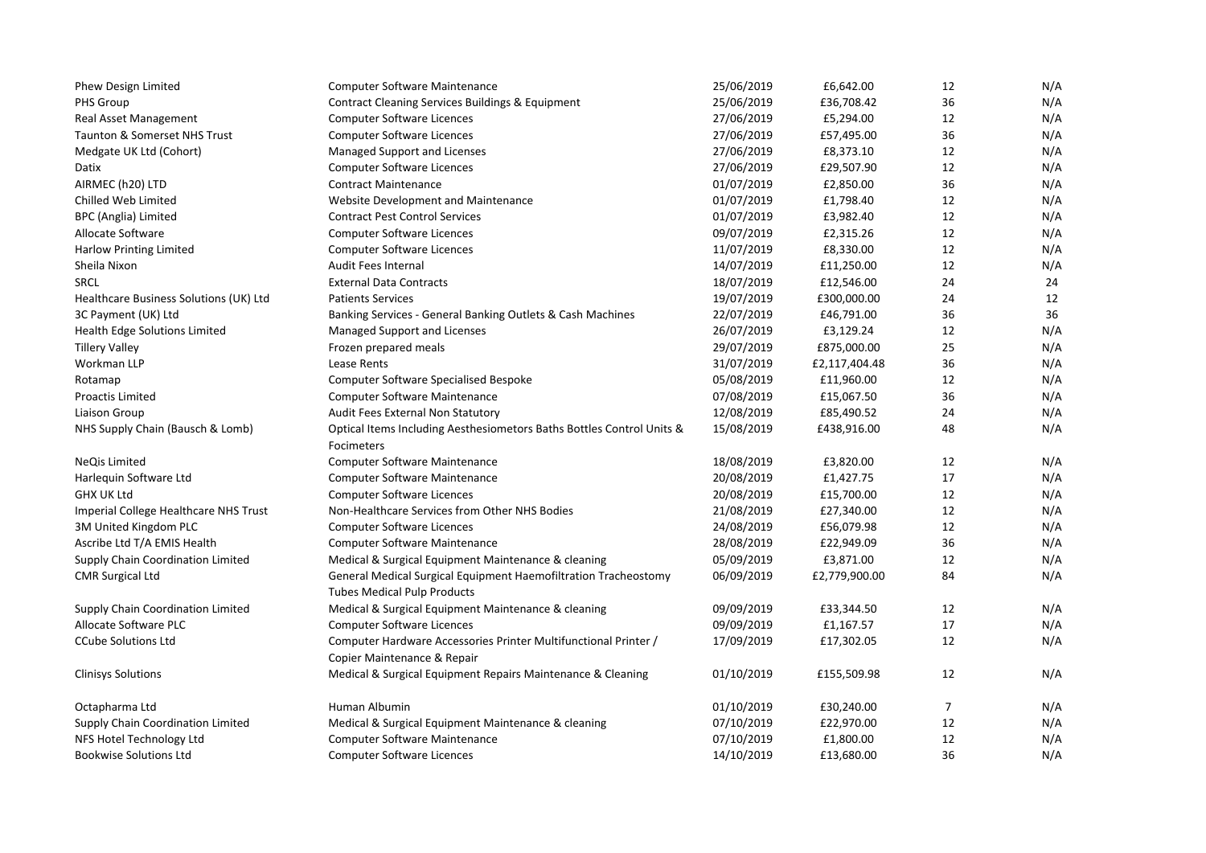| | | | | | |
|---|---|---|---|---|---|
| Phew Design Limited | Computer Software Maintenance | 25/06/2019 | £6,642.00 | 12 | N/A |
| PHS Group | Contract Cleaning Services Buildings & Equipment | 25/06/2019 | £36,708.42 | 36 | N/A |
| Real Asset Management | Computer Software Licences | 27/06/2019 | £5,294.00 | 12 | N/A |
| Taunton & Somerset NHS Trust | Computer Software Licences | 27/06/2019 | £57,495.00 | 36 | N/A |
| Medgate UK Ltd (Cohort) | Managed Support and Licenses | 27/06/2019 | £8,373.10 | 12 | N/A |
| Datix | Computer Software Licences | 27/06/2019 | £29,507.90 | 12 | N/A |
| AIRMEC (h20) LTD | Contract Maintenance | 01/07/2019 | £2,850.00 | 36 | N/A |
| Chilled Web Limited | Website Development and Maintenance | 01/07/2019 | £1,798.40 | 12 | N/A |
| BPC (Anglia) Limited | Contract Pest Control Services | 01/07/2019 | £3,982.40 | 12 | N/A |
| Allocate Software | Computer Software Licences | 09/07/2019 | £2,315.26 | 12 | N/A |
| Harlow Printing Limited | Computer Software Licences | 11/07/2019 | £8,330.00 | 12 | N/A |
| Sheila Nixon | Audit Fees Internal | 14/07/2019 | £11,250.00 | 12 | N/A |
| SRCL | External Data Contracts | 18/07/2019 | £12,546.00 | 24 | 24 |
| Healthcare Business Solutions (UK) Ltd | Patients Services | 19/07/2019 | £300,000.00 | 24 | 12 |
| 3C Payment (UK) Ltd | Banking Services - General Banking Outlets & Cash Machines | 22/07/2019 | £46,791.00 | 36 | 36 |
| Health Edge Solutions Limited | Managed Support and Licenses | 26/07/2019 | £3,129.24 | 12 | N/A |
| Tillery Valley | Frozen prepared meals | 29/07/2019 | £875,000.00 | 25 | N/A |
| Workman LLP | Lease Rents | 31/07/2019 | £2,117,404.48 | 36 | N/A |
| Rotamap | Computer Software Specialised Bespoke | 05/08/2019 | £11,960.00 | 12 | N/A |
| Proactis Limited | Computer Software Maintenance | 07/08/2019 | £15,067.50 | 36 | N/A |
| Liaison Group | Audit Fees External Non Statutory | 12/08/2019 | £85,490.52 | 24 | N/A |
| NHS Supply Chain (Bausch & Lomb) | Optical Items Including Aesthesiometors Baths Bottles Control Units & Focimeters | 15/08/2019 | £438,916.00 | 48 | N/A |
| NeQis Limited | Computer Software Maintenance | 18/08/2019 | £3,820.00 | 12 | N/A |
| Harlequin Software Ltd | Computer Software Maintenance | 20/08/2019 | £1,427.75 | 17 | N/A |
| GHX UK Ltd | Computer Software Licences | 20/08/2019 | £15,700.00 | 12 | N/A |
| Imperial College Healthcare NHS Trust | Non-Healthcare Services from Other NHS Bodies | 21/08/2019 | £27,340.00 | 12 | N/A |
| 3M United Kingdom PLC | Computer Software Licences | 24/08/2019 | £56,079.98 | 12 | N/A |
| Ascribe Ltd T/A EMIS Health | Computer Software Maintenance | 28/08/2019 | £22,949.09 | 36 | N/A |
| Supply Chain Coordination Limited | Medical & Surgical Equipment Maintenance & cleaning | 05/09/2019 | £3,871.00 | 12 | N/A |
| CMR Surgical Ltd | General Medical Surgical Equipment Haemofiltration Tracheostomy Tubes Medical Pulp Products | 06/09/2019 | £2,779,900.00 | 84 | N/A |
| Supply Chain Coordination Limited | Medical & Surgical Equipment Maintenance & cleaning | 09/09/2019 | £33,344.50 | 12 | N/A |
| Allocate Software PLC | Computer Software Licences | 09/09/2019 | £1,167.57 | 17 | N/A |
| CCube Solutions Ltd | Computer Hardware Accessories Printer Multifunctional Printer / Copier Maintenance & Repair | 17/09/2019 | £17,302.05 | 12 | N/A |
| Clinisys Solutions | Medical & Surgical Equipment Repairs Maintenance & Cleaning | 01/10/2019 | £155,509.98 | 12 | N/A |
| Octapharma Ltd | Human Albumin | 01/10/2019 | £30,240.00 | 7 | N/A |
| Supply Chain Coordination Limited | Medical & Surgical Equipment Maintenance & cleaning | 07/10/2019 | £22,970.00 | 12 | N/A |
| NFS Hotel Technology Ltd | Computer Software Maintenance | 07/10/2019 | £1,800.00 | 12 | N/A |
| Bookwise Solutions Ltd | Computer Software Licences | 14/10/2019 | £13,680.00 | 36 | N/A |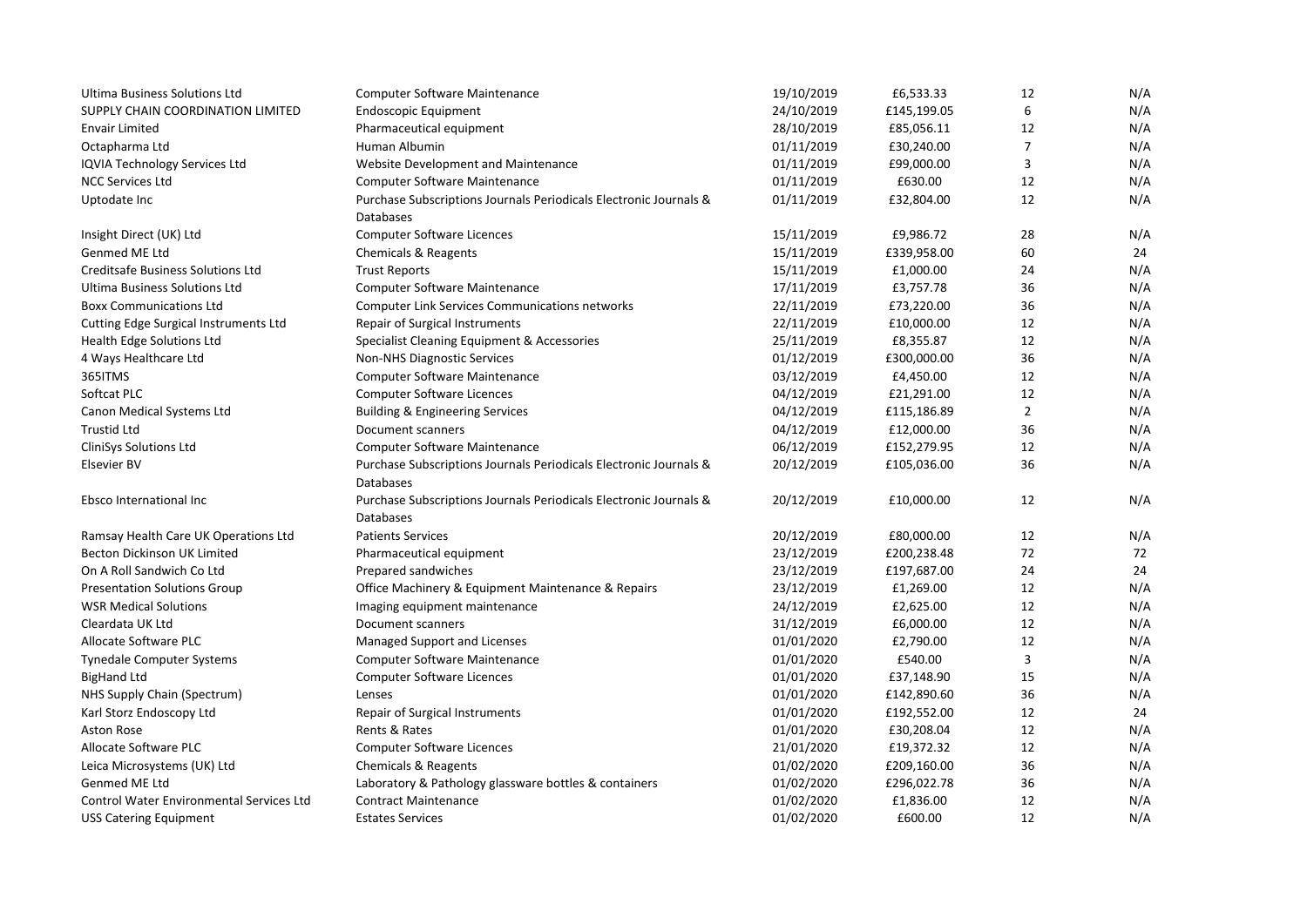| | | | | | |
|---|---|---|---|---|---|
| Ultima Business Solutions Ltd | Computer Software Maintenance | 19/10/2019 | £6,533.33 | 12 | N/A |
| SUPPLY CHAIN COORDINATION LIMITED | Endoscopic Equipment | 24/10/2019 | £145,199.05 | 6 | N/A |
| Envair Limited | Pharmaceutical equipment | 28/10/2019 | £85,056.11 | 12 | N/A |
| Octapharma Ltd | Human Albumin | 01/11/2019 | £30,240.00 | 7 | N/A |
| IQVIA Technology Services Ltd | Website Development and Maintenance | 01/11/2019 | £99,000.00 | 3 | N/A |
| NCC Services Ltd | Computer Software Maintenance | 01/11/2019 | £630.00 | 12 | N/A |
| Uptodate Inc | Purchase Subscriptions Journals Periodicals Electronic Journals & Databases | 01/11/2019 | £32,804.00 | 12 | N/A |
| Insight Direct (UK) Ltd | Computer Software Licences | 15/11/2019 | £9,986.72 | 28 | N/A |
| Genmed ME Ltd | Chemicals & Reagents | 15/11/2019 | £339,958.00 | 60 | 24 |
| Creditsafe Business Solutions Ltd | Trust Reports | 15/11/2019 | £1,000.00 | 24 | N/A |
| Ultima Business Solutions Ltd | Computer Software Maintenance | 17/11/2019 | £3,757.78 | 36 | N/A |
| Boxx Communications Ltd | Computer Link Services Communications networks | 22/11/2019 | £73,220.00 | 36 | N/A |
| Cutting Edge Surgical Instruments Ltd | Repair of Surgical Instruments | 22/11/2019 | £10,000.00 | 12 | N/A |
| Health Edge Solutions Ltd | Specialist Cleaning Equipment & Accessories | 25/11/2019 | £8,355.87 | 12 | N/A |
| 4 Ways Healthcare Ltd | Non-NHS Diagnostic Services | 01/12/2019 | £300,000.00 | 36 | N/A |
| 365ITMS | Computer Software Maintenance | 03/12/2019 | £4,450.00 | 12 | N/A |
| Softcat PLC | Computer Software Licences | 04/12/2019 | £21,291.00 | 12 | N/A |
| Canon Medical Systems Ltd | Building & Engineering Services | 04/12/2019 | £115,186.89 | 2 | N/A |
| Trustid Ltd | Document scanners | 04/12/2019 | £12,000.00 | 36 | N/A |
| CliniSys Solutions Ltd | Computer Software Maintenance | 06/12/2019 | £152,279.95 | 12 | N/A |
| Elsevier BV | Purchase Subscriptions Journals Periodicals Electronic Journals & Databases | 20/12/2019 | £105,036.00 | 36 | N/A |
| Ebsco International Inc | Purchase Subscriptions Journals Periodicals Electronic Journals & Databases | 20/12/2019 | £10,000.00 | 12 | N/A |
| Ramsay Health Care UK Operations Ltd | Patients Services | 20/12/2019 | £80,000.00 | 12 | N/A |
| Becton Dickinson UK Limited | Pharmaceutical equipment | 23/12/2019 | £200,238.48 | 72 | 72 |
| On A Roll Sandwich Co Ltd | Prepared sandwiches | 23/12/2019 | £197,687.00 | 24 | 24 |
| Presentation Solutions Group | Office Machinery & Equipment Maintenance & Repairs | 23/12/2019 | £1,269.00 | 12 | N/A |
| WSR Medical Solutions | Imaging equipment maintenance | 24/12/2019 | £2,625.00 | 12 | N/A |
| Cleardata UK Ltd | Document scanners | 31/12/2019 | £6,000.00 | 12 | N/A |
| Allocate Software PLC | Managed Support and Licenses | 01/01/2020 | £2,790.00 | 12 | N/A |
| Tynedale Computer Systems | Computer Software Maintenance | 01/01/2020 | £540.00 | 3 | N/A |
| BigHand Ltd | Computer Software Licences | 01/01/2020 | £37,148.90 | 15 | N/A |
| NHS Supply Chain (Spectrum) | Lenses | 01/01/2020 | £142,890.60 | 36 | N/A |
| Karl Storz Endoscopy Ltd | Repair of Surgical Instruments | 01/01/2020 | £192,552.00 | 12 | 24 |
| Aston Rose | Rents & Rates | 01/01/2020 | £30,208.04 | 12 | N/A |
| Allocate Software PLC | Computer Software Licences | 21/01/2020 | £19,372.32 | 12 | N/A |
| Leica Microsystems (UK) Ltd | Chemicals & Reagents | 01/02/2020 | £209,160.00 | 36 | N/A |
| Genmed ME Ltd | Laboratory & Pathology glassware bottles & containers | 01/02/2020 | £296,022.78 | 36 | N/A |
| Control Water Environmental Services Ltd | Contract Maintenance | 01/02/2020 | £1,836.00 | 12 | N/A |
| USS Catering Equipment | Estates Services | 01/02/2020 | £600.00 | 12 | N/A |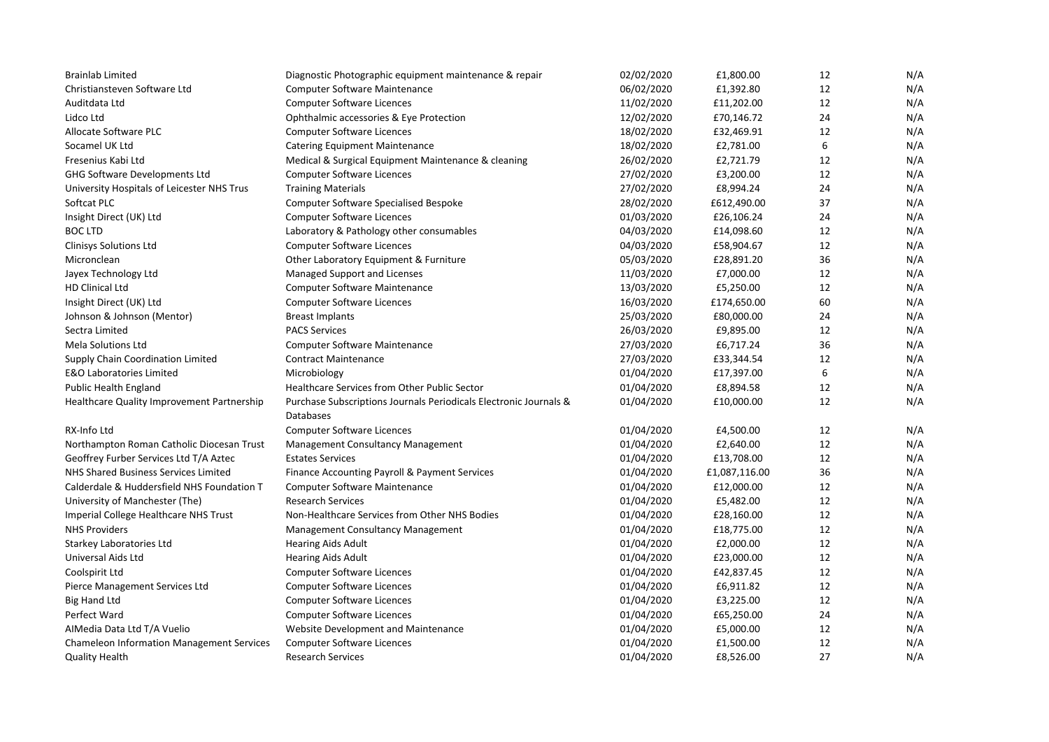| | | | | | |
|---|---|---|---|---|---|
| Brainlab Limited | Diagnostic Photographic equipment maintenance & repair | 02/02/2020 | £1,800.00 | 12 | N/A |
| Christiansteven Software Ltd | Computer Software Maintenance | 06/02/2020 | £1,392.80 | 12 | N/A |
| Auditdata Ltd | Computer Software Licences | 11/02/2020 | £11,202.00 | 12 | N/A |
| Lidco Ltd | Ophthalmic accessories & Eye Protection | 12/02/2020 | £70,146.72 | 24 | N/A |
| Allocate Software PLC | Computer Software Licences | 18/02/2020 | £32,469.91 | 12 | N/A |
| Socamel UK Ltd | Catering Equipment Maintenance | 18/02/2020 | £2,781.00 | 6 | N/A |
| Fresenius Kabi Ltd | Medical & Surgical Equipment Maintenance & cleaning | 26/02/2020 | £2,721.79 | 12 | N/A |
| GHG Software Developments Ltd | Computer Software Licences | 27/02/2020 | £3,200.00 | 12 | N/A |
| University Hospitals of Leicester NHS Trus | Training Materials | 27/02/2020 | £8,994.24 | 24 | N/A |
| Softcat PLC | Computer Software Specialised Bespoke | 28/02/2020 | £612,490.00 | 37 | N/A |
| Insight Direct (UK) Ltd | Computer Software Licences | 01/03/2020 | £26,106.24 | 24 | N/A |
| BOC LTD | Laboratory & Pathology other consumables | 04/03/2020 | £14,098.60 | 12 | N/A |
| Clinisys Solutions Ltd | Computer Software Licences | 04/03/2020 | £58,904.67 | 12 | N/A |
| Micronclean | Other Laboratory Equipment & Furniture | 05/03/2020 | £28,891.20 | 36 | N/A |
| Jayex Technology Ltd | Managed Support and Licenses | 11/03/2020 | £7,000.00 | 12 | N/A |
| HD Clinical Ltd | Computer Software Maintenance | 13/03/2020 | £5,250.00 | 12 | N/A |
| Insight Direct (UK) Ltd | Computer Software Licences | 16/03/2020 | £174,650.00 | 60 | N/A |
| Johnson & Johnson (Mentor) | Breast Implants | 25/03/2020 | £80,000.00 | 24 | N/A |
| Sectra Limited | PACS Services | 26/03/2020 | £9,895.00 | 12 | N/A |
| Mela Solutions Ltd | Computer Software Maintenance | 27/03/2020 | £6,717.24 | 36 | N/A |
| Supply Chain Coordination Limited | Contract Maintenance | 27/03/2020 | £33,344.54 | 12 | N/A |
| E&O Laboratories Limited | Microbiology | 01/04/2020 | £17,397.00 | 6 | N/A |
| Public Health England | Healthcare Services from Other Public Sector | 01/04/2020 | £8,894.58 | 12 | N/A |
| Healthcare Quality Improvement Partnership | Purchase Subscriptions Journals Periodicals Electronic Journals & Databases | 01/04/2020 | £10,000.00 | 12 | N/A |
| RX-Info Ltd | Computer Software Licences | 01/04/2020 | £4,500.00 | 12 | N/A |
| Northampton Roman Catholic Diocesan Trust | Management Consultancy Management | 01/04/2020 | £2,640.00 | 12 | N/A |
| Geoffrey Furber Services Ltd T/A Aztec | Estates Services | 01/04/2020 | £13,708.00 | 12 | N/A |
| NHS Shared Business Services Limited | Finance Accounting Payroll & Payment Services | 01/04/2020 | £1,087,116.00 | 36 | N/A |
| Calderdale & Huddersfield NHS Foundation T | Computer Software Maintenance | 01/04/2020 | £12,000.00 | 12 | N/A |
| University of Manchester (The) | Research Services | 01/04/2020 | £5,482.00 | 12 | N/A |
| Imperial College Healthcare NHS Trust | Non-Healthcare Services from Other NHS Bodies | 01/04/2020 | £28,160.00 | 12 | N/A |
| NHS Providers | Management Consultancy Management | 01/04/2020 | £18,775.00 | 12 | N/A |
| Starkey Laboratories Ltd | Hearing Aids Adult | 01/04/2020 | £2,000.00 | 12 | N/A |
| Universal Aids Ltd | Hearing Aids Adult | 01/04/2020 | £23,000.00 | 12 | N/A |
| Coolspirit Ltd | Computer Software Licences | 01/04/2020 | £42,837.45 | 12 | N/A |
| Pierce Management Services Ltd | Computer Software Licences | 01/04/2020 | £6,911.82 | 12 | N/A |
| Big Hand Ltd | Computer Software Licences | 01/04/2020 | £3,225.00 | 12 | N/A |
| Perfect Ward | Computer Software Licences | 01/04/2020 | £65,250.00 | 24 | N/A |
| AIMedia Data Ltd T/A Vuelio | Website Development and Maintenance | 01/04/2020 | £5,000.00 | 12 | N/A |
| Chameleon Information Management Services | Computer Software Licences | 01/04/2020 | £1,500.00 | 12 | N/A |
| Quality Health | Research Services | 01/04/2020 | £8,526.00 | 27 | N/A |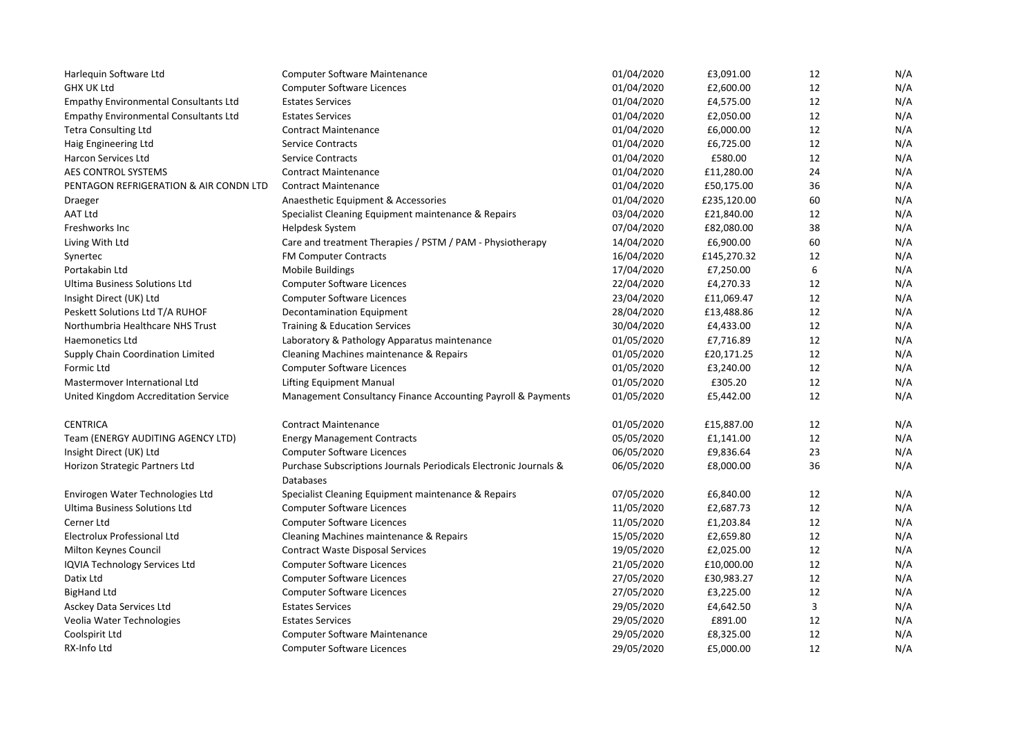| | | | | | |
|---|---|---|---|---|---|
| Harlequin Software Ltd | Computer Software Maintenance | 01/04/2020 | £3,091.00 | 12 | N/A |
| GHX UK Ltd | Computer Software Licences | 01/04/2020 | £2,600.00 | 12 | N/A |
| Empathy Environmental Consultants Ltd | Estates Services | 01/04/2020 | £4,575.00 | 12 | N/A |
| Empathy Environmental Consultants Ltd | Estates Services | 01/04/2020 | £2,050.00 | 12 | N/A |
| Tetra Consulting Ltd | Contract Maintenance | 01/04/2020 | £6,000.00 | 12 | N/A |
| Haig Engineering Ltd | Service Contracts | 01/04/2020 | £6,725.00 | 12 | N/A |
| Harcon Services Ltd | Service Contracts | 01/04/2020 | £580.00 | 12 | N/A |
| AES CONTROL SYSTEMS | Contract Maintenance | 01/04/2020 | £11,280.00 | 24 | N/A |
| PENTAGON REFRIGERATION & AIR CONDN LTD | Contract Maintenance | 01/04/2020 | £50,175.00 | 36 | N/A |
| Draeger | Anaesthetic Equipment & Accessories | 01/04/2020 | £235,120.00 | 60 | N/A |
| AAT Ltd | Specialist Cleaning Equipment maintenance & Repairs | 03/04/2020 | £21,840.00 | 12 | N/A |
| Freshworks Inc | Helpdesk System | 07/04/2020 | £82,080.00 | 38 | N/A |
| Living With Ltd | Care and treatment Therapies / PSTM / PAM - Physiotherapy | 14/04/2020 | £6,900.00 | 60 | N/A |
| Synertec | FM Computer Contracts | 16/04/2020 | £145,270.32 | 12 | N/A |
| Portakabin Ltd | Mobile Buildings | 17/04/2020 | £7,250.00 | 6 | N/A |
| Ultima Business Solutions Ltd | Computer Software Licences | 22/04/2020 | £4,270.33 | 12 | N/A |
| Insight Direct (UK) Ltd | Computer Software Licences | 23/04/2020 | £11,069.47 | 12 | N/A |
| Peskett Solutions Ltd T/A RUHOF | Decontamination Equipment | 28/04/2020 | £13,488.86 | 12 | N/A |
| Northumbria Healthcare NHS Trust | Training & Education Services | 30/04/2020 | £4,433.00 | 12 | N/A |
| Haemonetics Ltd | Laboratory & Pathology Apparatus maintenance | 01/05/2020 | £7,716.89 | 12 | N/A |
| Supply Chain Coordination Limited | Cleaning Machines maintenance & Repairs | 01/05/2020 | £20,171.25 | 12 | N/A |
| Formic Ltd | Computer Software Licences | 01/05/2020 | £3,240.00 | 12 | N/A |
| Mastermover International Ltd | Lifting Equipment Manual | 01/05/2020 | £305.20 | 12 | N/A |
| United Kingdom Accreditation Service | Management Consultancy Finance Accounting Payroll & Payments | 01/05/2020 | £5,442.00 | 12 | N/A |
| CENTRICA | Contract Maintenance | 01/05/2020 | £15,887.00 | 12 | N/A |
| Team (ENERGY AUDITING AGENCY LTD) | Energy Management Contracts | 05/05/2020 | £1,141.00 | 12 | N/A |
| Insight Direct (UK) Ltd | Computer Software Licences | 06/05/2020 | £9,836.64 | 23 | N/A |
| Horizon Strategic Partners Ltd | Purchase Subscriptions Journals Periodicals Electronic Journals & Databases | 06/05/2020 | £8,000.00 | 36 | N/A |
| Envirogen Water Technologies Ltd | Specialist Cleaning Equipment maintenance & Repairs | 07/05/2020 | £6,840.00 | 12 | N/A |
| Ultima Business Solutions Ltd | Computer Software Licences | 11/05/2020 | £2,687.73 | 12 | N/A |
| Cerner Ltd | Computer Software Licences | 11/05/2020 | £1,203.84 | 12 | N/A |
| Electrolux Professional Ltd | Cleaning Machines maintenance & Repairs | 15/05/2020 | £2,659.80 | 12 | N/A |
| Milton Keynes Council | Contract Waste Disposal Services | 19/05/2020 | £2,025.00 | 12 | N/A |
| IQVIA Technology Services Ltd | Computer Software Licences | 21/05/2020 | £10,000.00 | 12 | N/A |
| Datix Ltd | Computer Software Licences | 27/05/2020 | £30,983.27 | 12 | N/A |
| BigHand Ltd | Computer Software Licences | 27/05/2020 | £3,225.00 | 12 | N/A |
| Asckey Data Services Ltd | Estates Services | 29/05/2020 | £4,642.50 | 3 | N/A |
| Veolia Water Technologies | Estates Services | 29/05/2020 | £891.00 | 12 | N/A |
| Coolspirit Ltd | Computer Software Maintenance | 29/05/2020 | £8,325.00 | 12 | N/A |
| RX-Info Ltd | Computer Software Licences | 29/05/2020 | £5,000.00 | 12 | N/A |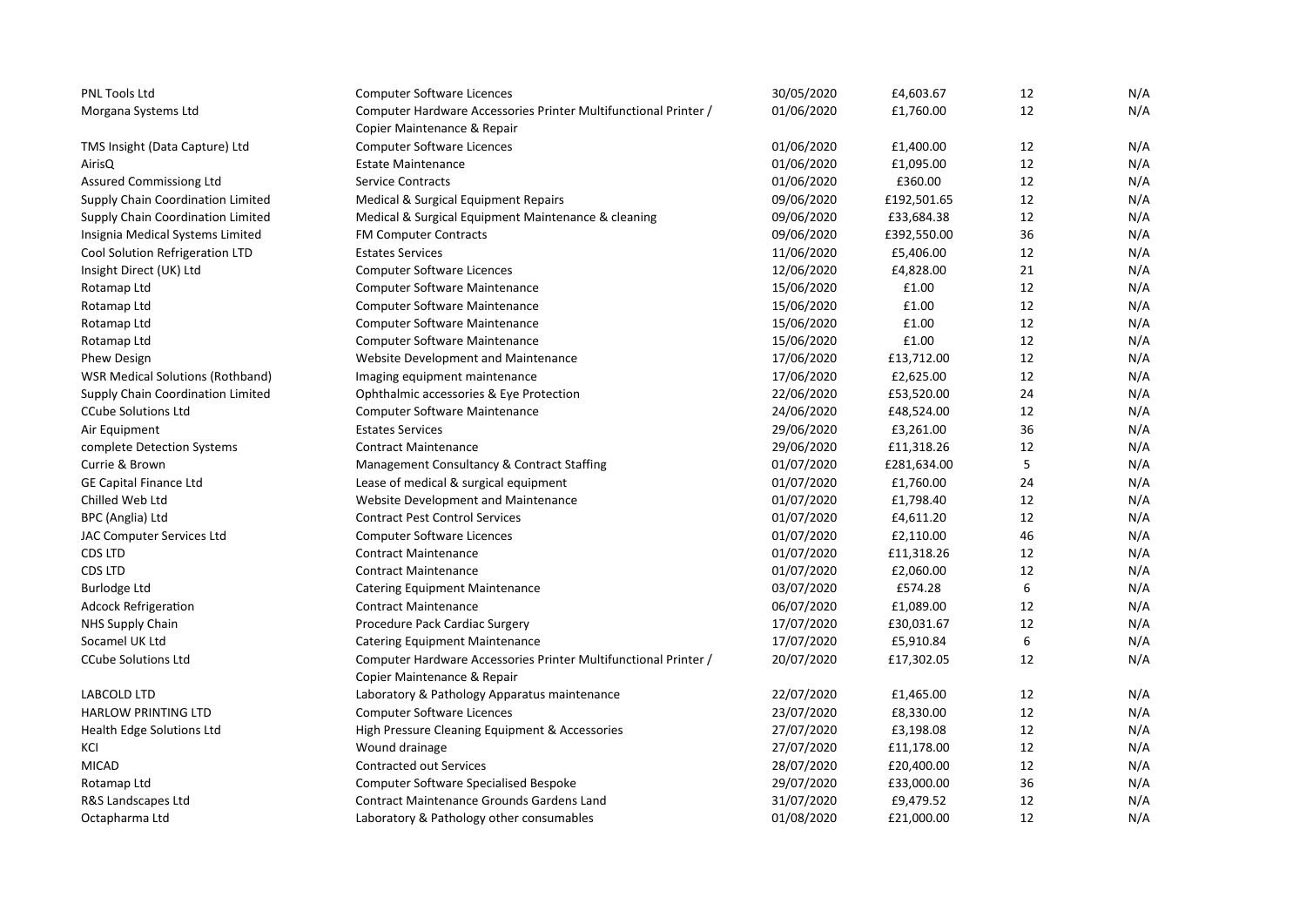| | | | | | |
|---|---|---|---|---|---|
| PNL Tools Ltd | Computer Software Licences | 30/05/2020 | £4,603.67 | 12 | N/A |
| Morgana Systems Ltd | Computer Hardware Accessories Printer Multifunctional Printer / Copier Maintenance & Repair | 01/06/2020 | £1,760.00 | 12 | N/A |
| TMS Insight (Data Capture) Ltd | Computer Software Licences | 01/06/2020 | £1,400.00 | 12 | N/A |
| AirisQ | Estate Maintenance | 01/06/2020 | £1,095.00 | 12 | N/A |
| Assured Commissiong Ltd | Service Contracts | 01/06/2020 | £360.00 | 12 | N/A |
| Supply Chain Coordination Limited | Medical & Surgical Equipment Repairs | 09/06/2020 | £192,501.65 | 12 | N/A |
| Supply Chain Coordination Limited | Medical & Surgical Equipment Maintenance & cleaning | 09/06/2020 | £33,684.38 | 12 | N/A |
| Insignia Medical Systems Limited | FM Computer Contracts | 09/06/2020 | £392,550.00 | 36 | N/A |
| Cool Solution Refrigeration LTD | Estates Services | 11/06/2020 | £5,406.00 | 12 | N/A |
| Insight Direct (UK) Ltd | Computer Software Licences | 12/06/2020 | £4,828.00 | 21 | N/A |
| Rotamap Ltd | Computer Software Maintenance | 15/06/2020 | £1.00 | 12 | N/A |
| Rotamap Ltd | Computer Software Maintenance | 15/06/2020 | £1.00 | 12 | N/A |
| Rotamap Ltd | Computer Software Maintenance | 15/06/2020 | £1.00 | 12 | N/A |
| Rotamap Ltd | Computer Software Maintenance | 15/06/2020 | £1.00 | 12 | N/A |
| Phew Design | Website Development and Maintenance | 17/06/2020 | £13,712.00 | 12 | N/A |
| WSR Medical Solutions (Rothband) | Imaging equipment maintenance | 17/06/2020 | £2,625.00 | 12 | N/A |
| Supply Chain Coordination Limited | Ophthalmic accessories & Eye Protection | 22/06/2020 | £53,520.00 | 24 | N/A |
| CCube Solutions Ltd | Computer Software Maintenance | 24/06/2020 | £48,524.00 | 12 | N/A |
| Air Equipment | Estates Services | 29/06/2020 | £3,261.00 | 36 | N/A |
| complete Detection Systems | Contract Maintenance | 29/06/2020 | £11,318.26 | 12 | N/A |
| Currie & Brown | Management Consultancy & Contract Staffing | 01/07/2020 | £281,634.00 | 5 | N/A |
| GE Capital Finance Ltd | Lease of medical & surgical equipment | 01/07/2020 | £1,760.00 | 24 | N/A |
| Chilled Web Ltd | Website Development and Maintenance | 01/07/2020 | £1,798.40 | 12 | N/A |
| BPC (Anglia) Ltd | Contract Pest Control Services | 01/07/2020 | £4,611.20 | 12 | N/A |
| JAC Computer Services Ltd | Computer Software Licences | 01/07/2020 | £2,110.00 | 46 | N/A |
| CDS LTD | Contract Maintenance | 01/07/2020 | £11,318.26 | 12 | N/A |
| CDS LTD | Contract Maintenance | 01/07/2020 | £2,060.00 | 12 | N/A |
| Burlodge Ltd | Catering Equipment Maintenance | 03/07/2020 | £574.28 | 6 | N/A |
| Adcock Refrigeration | Contract Maintenance | 06/07/2020 | £1,089.00 | 12 | N/A |
| NHS Supply Chain | Procedure Pack Cardiac Surgery | 17/07/2020 | £30,031.67 | 12 | N/A |
| Socamel UK Ltd | Catering Equipment Maintenance | 17/07/2020 | £5,910.84 | 6 | N/A |
| CCube Solutions Ltd | Computer Hardware Accessories Printer Multifunctional Printer / Copier Maintenance & Repair | 20/07/2020 | £17,302.05 | 12 | N/A |
| LABCOLD LTD | Laboratory & Pathology Apparatus maintenance | 22/07/2020 | £1,465.00 | 12 | N/A |
| HARLOW PRINTING LTD | Computer Software Licences | 23/07/2020 | £8,330.00 | 12 | N/A |
| Health Edge Solutions Ltd | High Pressure Cleaning Equipment & Accessories | 27/07/2020 | £3,198.08 | 12 | N/A |
| KCI | Wound drainage | 27/07/2020 | £11,178.00 | 12 | N/A |
| MICAD | Contracted out Services | 28/07/2020 | £20,400.00 | 12 | N/A |
| Rotamap Ltd | Computer Software Specialised Bespoke | 29/07/2020 | £33,000.00 | 36 | N/A |
| R&S Landscapes Ltd | Contract Maintenance Grounds Gardens Land | 31/07/2020 | £9,479.52 | 12 | N/A |
| Octapharma Ltd | Laboratory & Pathology other consumables | 01/08/2020 | £21,000.00 | 12 | N/A |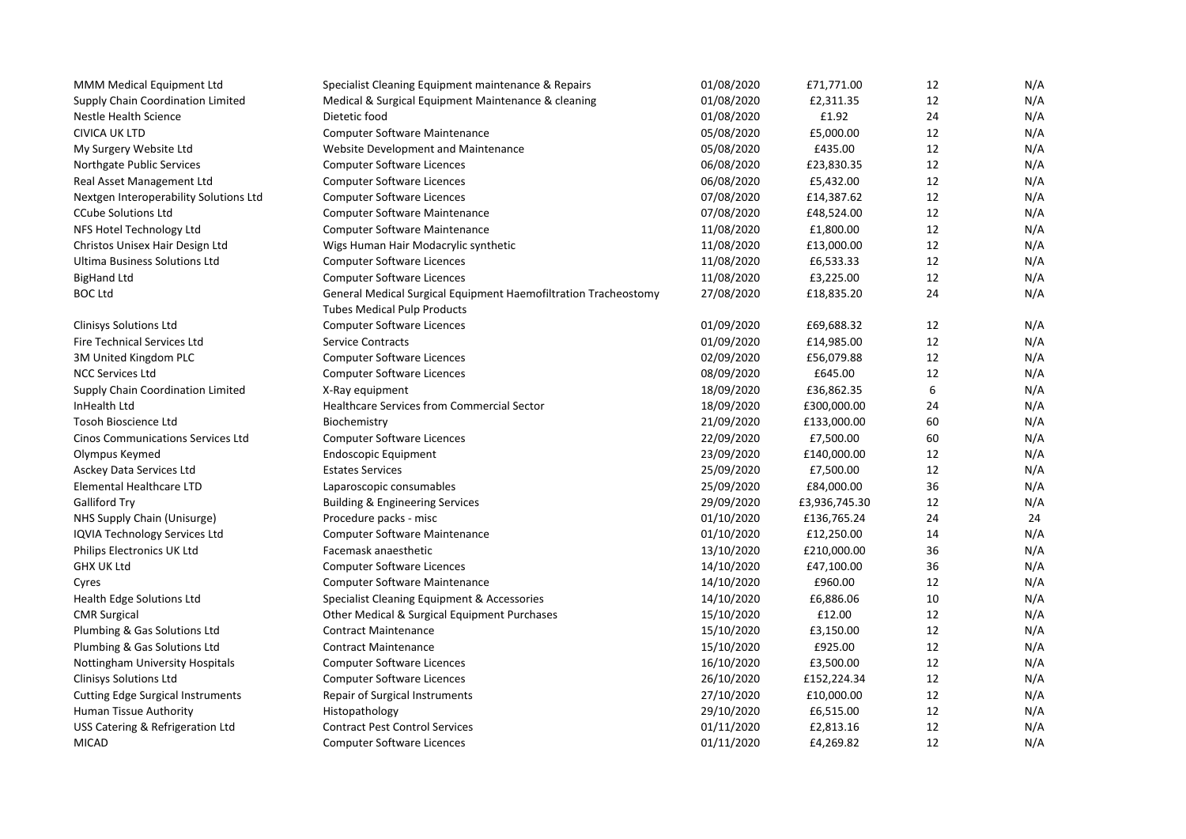| | | | | | |
|---|---|---|---|---|---|
| MMM Medical Equipment Ltd | Specialist Cleaning Equipment maintenance & Repairs | 01/08/2020 | £71,771.00 | 12 | N/A |
| Supply Chain Coordination Limited | Medical & Surgical Equipment Maintenance & cleaning | 01/08/2020 | £2,311.35 | 12 | N/A |
| Nestle Health Science | Dietetic food | 01/08/2020 | £1.92 | 24 | N/A |
| CIVICA UK LTD | Computer Software Maintenance | 05/08/2020 | £5,000.00 | 12 | N/A |
| My Surgery Website Ltd | Website Development and Maintenance | 05/08/2020 | £435.00 | 12 | N/A |
| Northgate Public Services | Computer Software Licences | 06/08/2020 | £23,830.35 | 12 | N/A |
| Real Asset Management Ltd | Computer Software Licences | 06/08/2020 | £5,432.00 | 12 | N/A |
| Nextgen Interoperability Solutions Ltd | Computer Software Licences | 07/08/2020 | £14,387.62 | 12 | N/A |
| CCube Solutions Ltd | Computer Software Maintenance | 07/08/2020 | £48,524.00 | 12 | N/A |
| NFS Hotel Technology Ltd | Computer Software Maintenance | 11/08/2020 | £1,800.00 | 12 | N/A |
| Christos Unisex Hair Design Ltd | Wigs Human Hair Modacrylic synthetic | 11/08/2020 | £13,000.00 | 12 | N/A |
| Ultima Business Solutions Ltd | Computer Software Licences | 11/08/2020 | £6,533.33 | 12 | N/A |
| BigHand Ltd | Computer Software Licences | 11/08/2020 | £3,225.00 | 12 | N/A |
| BOC Ltd | General Medical Surgical Equipment Haemofiltration Tracheostomy Tubes Medical Pulp Products | 27/08/2020 | £18,835.20 | 24 | N/A |
| Clinisys Solutions Ltd | Computer Software Licences | 01/09/2020 | £69,688.32 | 12 | N/A |
| Fire Technical Services Ltd | Service Contracts | 01/09/2020 | £14,985.00 | 12 | N/A |
| 3M United Kingdom PLC | Computer Software Licences | 02/09/2020 | £56,079.88 | 12 | N/A |
| NCC Services Ltd | Computer Software Licences | 08/09/2020 | £645.00 | 12 | N/A |
| Supply Chain Coordination Limited | X-Ray equipment | 18/09/2020 | £36,862.35 | 6 | N/A |
| InHealth Ltd | Healthcare Services from Commercial Sector | 18/09/2020 | £300,000.00 | 24 | N/A |
| Tosoh Bioscience Ltd | Biochemistry | 21/09/2020 | £133,000.00 | 60 | N/A |
| Cinos Communications Services Ltd | Computer Software Licences | 22/09/2020 | £7,500.00 | 60 | N/A |
| Olympus Keymed | Endoscopic Equipment | 23/09/2020 | £140,000.00 | 12 | N/A |
| Asckey Data Services Ltd | Estates Services | 25/09/2020 | £7,500.00 | 12 | N/A |
| Elemental Healthcare LTD | Laparoscopic consumables | 25/09/2020 | £84,000.00 | 36 | N/A |
| Galliford Try | Building & Engineering Services | 29/09/2020 | £3,936,745.30 | 12 | N/A |
| NHS Supply Chain (Unisurge) | Procedure packs - misc | 01/10/2020 | £136,765.24 | 24 | 24 |
| IQVIA Technology Services Ltd | Computer Software Maintenance | 01/10/2020 | £12,250.00 | 14 | N/A |
| Philips Electronics UK Ltd | Facemask anaesthetic | 13/10/2020 | £210,000.00 | 36 | N/A |
| GHX UK Ltd | Computer Software Licences | 14/10/2020 | £47,100.00 | 36 | N/A |
| Cyres | Computer Software Maintenance | 14/10/2020 | £960.00 | 12 | N/A |
| Health Edge Solutions Ltd | Specialist Cleaning Equipment & Accessories | 14/10/2020 | £6,886.06 | 10 | N/A |
| CMR Surgical | Other Medical & Surgical Equipment Purchases | 15/10/2020 | £12.00 | 12 | N/A |
| Plumbing & Gas Solutions Ltd | Contract Maintenance | 15/10/2020 | £3,150.00 | 12 | N/A |
| Plumbing & Gas Solutions Ltd | Contract Maintenance | 15/10/2020 | £925.00 | 12 | N/A |
| Nottingham University Hospitals | Computer Software Licences | 16/10/2020 | £3,500.00 | 12 | N/A |
| Clinisys Solutions Ltd | Computer Software Licences | 26/10/2020 | £152,224.34 | 12 | N/A |
| Cutting Edge Surgical Instruments | Repair of Surgical Instruments | 27/10/2020 | £10,000.00 | 12 | N/A |
| Human Tissue Authority | Histopathology | 29/10/2020 | £6,515.00 | 12 | N/A |
| USS Catering & Refrigeration Ltd | Contract Pest Control Services | 01/11/2020 | £2,813.16 | 12 | N/A |
| MICAD | Computer Software Licences | 01/11/2020 | £4,269.82 | 12 | N/A |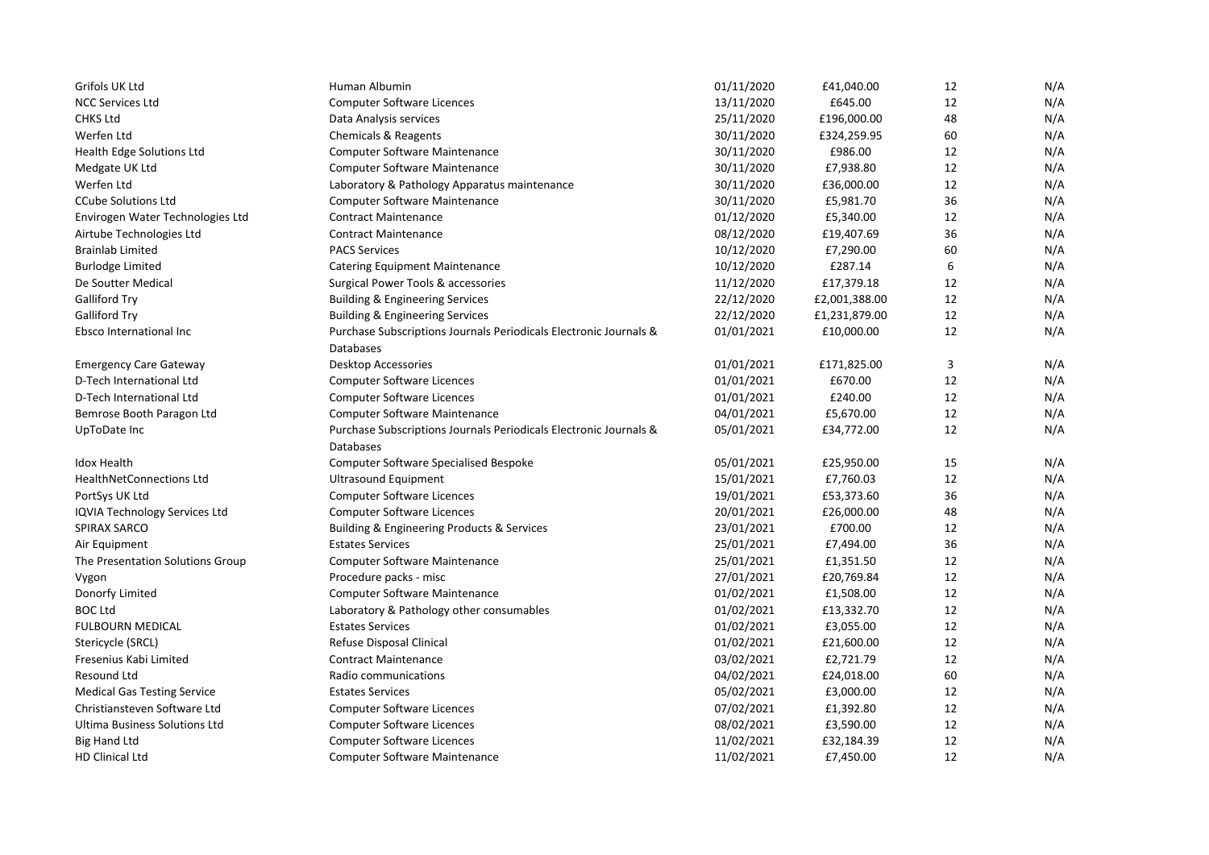| | | | | | |
|---|---|---|---|---|---|
| Grifols UK Ltd | Human Albumin | 01/11/2020 | £41,040.00 | 12 | N/A |
| NCC Services Ltd | Computer Software Licences | 13/11/2020 | £645.00 | 12 | N/A |
| CHKS Ltd | Data Analysis services | 25/11/2020 | £196,000.00 | 48 | N/A |
| Werfen Ltd | Chemicals & Reagents | 30/11/2020 | £324,259.95 | 60 | N/A |
| Health Edge Solutions Ltd | Computer Software Maintenance | 30/11/2020 | £986.00 | 12 | N/A |
| Medgate UK Ltd | Computer Software Maintenance | 30/11/2020 | £7,938.80 | 12 | N/A |
| Werfen Ltd | Laboratory & Pathology Apparatus maintenance | 30/11/2020 | £36,000.00 | 12 | N/A |
| CCube Solutions Ltd | Computer Software Maintenance | 30/11/2020 | £5,981.70 | 36 | N/A |
| Envirogen Water Technologies Ltd | Contract Maintenance | 01/12/2020 | £5,340.00 | 12 | N/A |
| Airtube Technologies Ltd | Contract Maintenance | 08/12/2020 | £19,407.69 | 36 | N/A |
| Brainlab Limited | PACS Services | 10/12/2020 | £7,290.00 | 60 | N/A |
| Burlodge Limited | Catering Equipment Maintenance | 10/12/2020 | £287.14 | 6 | N/A |
| De Soutter Medical | Surgical Power Tools & accessories | 11/12/2020 | £17,379.18 | 12 | N/A |
| Galliford Try | Building & Engineering Services | 22/12/2020 | £2,001,388.00 | 12 | N/A |
| Galliford Try | Building & Engineering Services | 22/12/2020 | £1,231,879.00 | 12 | N/A |
| Ebsco International Inc | Purchase Subscriptions Journals Periodicals Electronic Journals & Databases | 01/01/2021 | £10,000.00 | 12 | N/A |
| Emergency Care Gateway | Desktop Accessories | 01/01/2021 | £171,825.00 | 3 | N/A |
| D-Tech International Ltd | Computer Software Licences | 01/01/2021 | £670.00 | 12 | N/A |
| D-Tech International Ltd | Computer Software Licences | 01/01/2021 | £240.00 | 12 | N/A |
| Bemrose Booth Paragon Ltd | Computer Software Maintenance | 04/01/2021 | £5,670.00 | 12 | N/A |
| UpToDate Inc | Purchase Subscriptions Journals Periodicals Electronic Journals & Databases | 05/01/2021 | £34,772.00 | 12 | N/A |
| Idox Health | Computer Software Specialised Bespoke | 05/01/2021 | £25,950.00 | 15 | N/A |
| HealthNetConnections Ltd | Ultrasound Equipment | 15/01/2021 | £7,760.03 | 12 | N/A |
| PortSys UK Ltd | Computer Software Licences | 19/01/2021 | £53,373.60 | 36 | N/A |
| IQVIA Technology Services Ltd | Computer Software Licences | 20/01/2021 | £26,000.00 | 48 | N/A |
| SPIRAX SARCO | Building & Engineering Products & Services | 23/01/2021 | £700.00 | 12 | N/A |
| Air Equipment | Estates Services | 25/01/2021 | £7,494.00 | 36 | N/A |
| The Presentation Solutions Group | Computer Software Maintenance | 25/01/2021 | £1,351.50 | 12 | N/A |
| Vygon | Procedure packs - misc | 27/01/2021 | £20,769.84 | 12 | N/A |
| Donorfy Limited | Computer Software Maintenance | 01/02/2021 | £1,508.00 | 12 | N/A |
| BOC Ltd | Laboratory & Pathology other consumables | 01/02/2021 | £13,332.70 | 12 | N/A |
| FULBOURN MEDICAL | Estates Services | 01/02/2021 | £3,055.00 | 12 | N/A |
| Stericycle (SRCL) | Refuse Disposal Clinical | 01/02/2021 | £21,600.00 | 12 | N/A |
| Fresenius Kabi Limited | Contract Maintenance | 03/02/2021 | £2,721.79 | 12 | N/A |
| Resound Ltd | Radio communications | 04/02/2021 | £24,018.00 | 60 | N/A |
| Medical Gas Testing Service | Estates Services | 05/02/2021 | £3,000.00 | 12 | N/A |
| Christiansteven Software Ltd | Computer Software Licences | 07/02/2021 | £1,392.80 | 12 | N/A |
| Ultima Business Solutions Ltd | Computer Software Licences | 08/02/2021 | £3,590.00 | 12 | N/A |
| Big Hand Ltd | Computer Software Licences | 11/02/2021 | £32,184.39 | 12 | N/A |
| HD Clinical Ltd | Computer Software Maintenance | 11/02/2021 | £7,450.00 | 12 | N/A |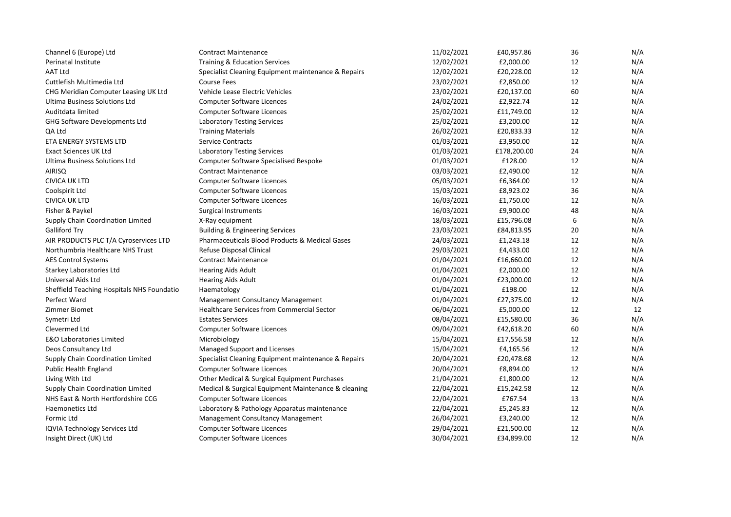| | | | | | |
|---|---|---|---|---|---|
| Channel 6 (Europe) Ltd | Contract Maintenance | 11/02/2021 | £40,957.86 | 36 | N/A |
| Perinatal Institute | Training & Education Services | 12/02/2021 | £2,000.00 | 12 | N/A |
| AAT Ltd | Specialist Cleaning Equipment maintenance & Repairs | 12/02/2021 | £20,228.00 | 12 | N/A |
| Cuttlefish Multimedia Ltd | Course Fees | 23/02/2021 | £2,850.00 | 12 | N/A |
| CHG Meridian Computer Leasing UK Ltd | Vehicle Lease Electric Vehicles | 23/02/2021 | £20,137.00 | 60 | N/A |
| Ultima Business Solutions Ltd | Computer Software Licences | 24/02/2021 | £2,922.74 | 12 | N/A |
| Auditdata limited | Computer Software Licences | 25/02/2021 | £11,749.00 | 12 | N/A |
| GHG Software Developments Ltd | Laboratory Testing Services | 25/02/2021 | £3,200.00 | 12 | N/A |
| QA Ltd | Training Materials | 26/02/2021 | £20,833.33 | 12 | N/A |
| ETA ENERGY SYSTEMS LTD | Service Contracts | 01/03/2021 | £3,950.00 | 12 | N/A |
| Exact Sciences UK Ltd | Laboratory Testing Services | 01/03/2021 | £178,200.00 | 24 | N/A |
| Ultima Business Solutions Ltd | Computer Software Specialised Bespoke | 01/03/2021 | £128.00 | 12 | N/A |
| AIRISQ | Contract Maintenance | 03/03/2021 | £2,490.00 | 12 | N/A |
| CIVICA UK LTD | Computer Software Licences | 05/03/2021 | £6,364.00 | 12 | N/A |
| Coolspirit Ltd | Computer Software Licences | 15/03/2021 | £8,923.02 | 36 | N/A |
| CIVICA UK LTD | Computer Software Licences | 16/03/2021 | £1,750.00 | 12 | N/A |
| Fisher & Paykel | Surgical Instruments | 16/03/2021 | £9,900.00 | 48 | N/A |
| Supply Chain Coordination Limited | X-Ray equipment | 18/03/2021 | £15,796.08 | 6 | N/A |
| Galliford Try | Building & Engineering Services | 23/03/2021 | £84,813.95 | 20 | N/A |
| AIR PRODUCTS PLC T/A Cyroservices LTD | Pharmaceuticals Blood Products & Medical Gases | 24/03/2021 | £1,243.18 | 12 | N/A |
| Northumbria Healthcare NHS Trust | Refuse Disposal Clinical | 29/03/2021 | £4,433.00 | 12 | N/A |
| AES Control Systems | Contract Maintenance | 01/04/2021 | £16,660.00 | 12 | N/A |
| Starkey Laboratories Ltd | Hearing Aids Adult | 01/04/2021 | £2,000.00 | 12 | N/A |
| Universal Aids Ltd | Hearing Aids Adult | 01/04/2021 | £23,000.00 | 12 | N/A |
| Sheffield Teaching Hospitals NHS Foundatio | Haematology | 01/04/2021 | £198.00 | 12 | N/A |
| Perfect Ward | Management Consultancy Management | 01/04/2021 | £27,375.00 | 12 | N/A |
| Zimmer Biomet | Healthcare Services from Commercial Sector | 06/04/2021 | £5,000.00 | 12 | 12 |
| Symetri Ltd | Estates Services | 08/04/2021 | £15,580.00 | 36 | N/A |
| Clevermed Ltd | Computer Software Licences | 09/04/2021 | £42,618.20 | 60 | N/A |
| E&O Laboratories Limited | Microbiology | 15/04/2021 | £17,556.58 | 12 | N/A |
| Deos Consultancy Ltd | Managed Support and Licenses | 15/04/2021 | £4,165.56 | 12 | N/A |
| Supply Chain Coordination Limited | Specialist Cleaning Equipment maintenance & Repairs | 20/04/2021 | £20,478.68 | 12 | N/A |
| Public Health England | Computer Software Licences | 20/04/2021 | £8,894.00 | 12 | N/A |
| Living With Ltd | Other Medical & Surgical Equipment Purchases | 21/04/2021 | £1,800.00 | 12 | N/A |
| Supply Chain Coordination Limited | Medical & Surgical Equipment Maintenance & cleaning | 22/04/2021 | £15,242.58 | 12 | N/A |
| NHS East & North Hertfordshire CCG | Computer Software Licences | 22/04/2021 | £767.54 | 13 | N/A |
| Haemonetics Ltd | Laboratory & Pathology Apparatus maintenance | 22/04/2021 | £5,245.83 | 12 | N/A |
| Formic Ltd | Management Consultancy Management | 26/04/2021 | £3,240.00 | 12 | N/A |
| IQVIA Technology Services Ltd | Computer Software Licences | 29/04/2021 | £21,500.00 | 12 | N/A |
| Insight Direct (UK) Ltd | Computer Software Licences | 30/04/2021 | £34,899.00 | 12 | N/A |